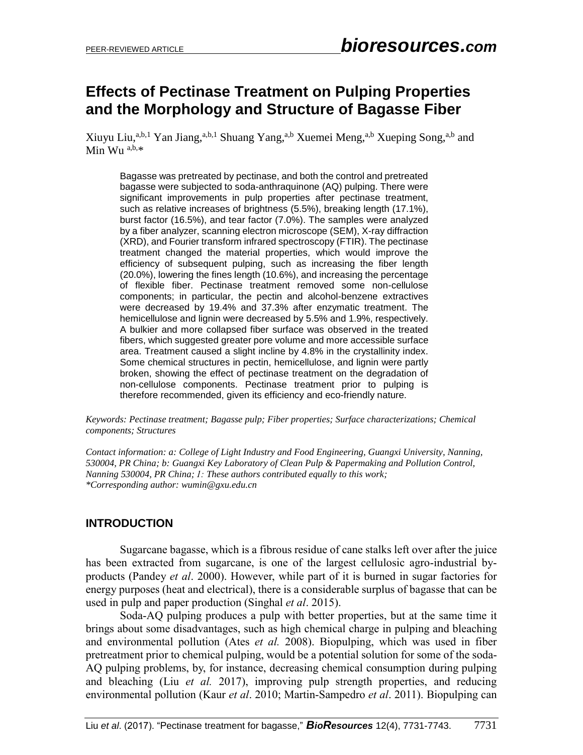# Effects of Pectinase Treatment on Pulping Properties and the Morphology and Structure of Bagasse Fiber

Xiuyu Liu,[a,b,1] Yan Jiang,[a,b,1] Shuang Yang,[a,b] Xuemei Meng,[a,b] Xueping Song,[a,b] and Min Wu [a,b,*]

> Bagasse was pretreated by pectinase, and both the control and pretreated bagasse were subjected to soda-anthraquinone (AQ) pulping. There were significant improvements in pulp properties after pectinase treatment, such as relative increases of brightness (5.5%), breaking length (17.1%), burst factor (16.5%), and tear factor (7.0%). The samples were analyzed by a fiber analyzer, scanning electron microscope (SEM), X-ray diffraction (XRD), and Fourier transform infrared spectroscopy (FTIR). The pectinase treatment changed the material properties, which would improve the efficiency of subsequent pulping, such as increasing the fiber length (20.0%), lowering the fines length (10.6%), and increasing the percentage of flexible fiber. Pectinase treatment removed some non-cellulose components; in particular, the pectin and alcohol-benzene extractives were decreased by 19.4% and 37.3% after enzymatic treatment. The hemicellulose and lignin were decreased by 5.5% and 1.9%, respectively. A bulkier and more collapsed fiber surface was observed in the treated fibers, which suggested greater pore volume and more accessible surface area. Treatment caused a slight incline by 4.8% in the crystallinity index. Some chemical structures in pectin, hemicellulose, and lignin were partly broken, showing the effect of pectinase treatment on the degradation of non-cellulose components. Pectinase treatment prior to pulping is therefore recommended, given its efficiency and eco-friendly nature.

*Keywords: Pectinase treatment; Bagasse pulp; Fiber properties; Surface characterizations; Chemical components; Structures*

*Contact information: a: College of Light Industry and Food Engineering, Guangxi University, Nanning, 530004, PR China; b: Guangxi Key Laboratory of Clean Pulp & Papermaking and Pollution Control, Nanning 530004, PR China; 1: These authors contributed equally to this work; \*Corresponding author: wumin@gxu.edu.cn*

## INTRODUCTION

Sugarcane bagasse, which is a fibrous residue of cane stalks left over after the juice has been extracted from sugarcane, is one of the largest cellulosic agro-industrial by-products (Pandey *et al*. 2000). However, while part of it is burned in sugar factories for energy purposes (heat and electrical), there is a considerable surplus of bagasse that can be used in pulp and paper production (Singhal *et al*. 2015).

Soda-AQ pulping produces a pulp with better properties, but at the same time it brings about some disadvantages, such as high chemical charge in pulping and bleaching and environmental pollution (Ates *et al.* 2008). Biopulping, which was used in fiber pretreatment prior to chemical pulping, would be a potential solution for some of the soda-AQ pulping problems, by, for instance, decreasing chemical consumption during pulping and bleaching (Liu *et al.* 2017), improving pulp strength properties, and reducing environmental pollution (Kaur *et al*. 2010; Martin-Sampedro *et al*. 2011). Biopulping can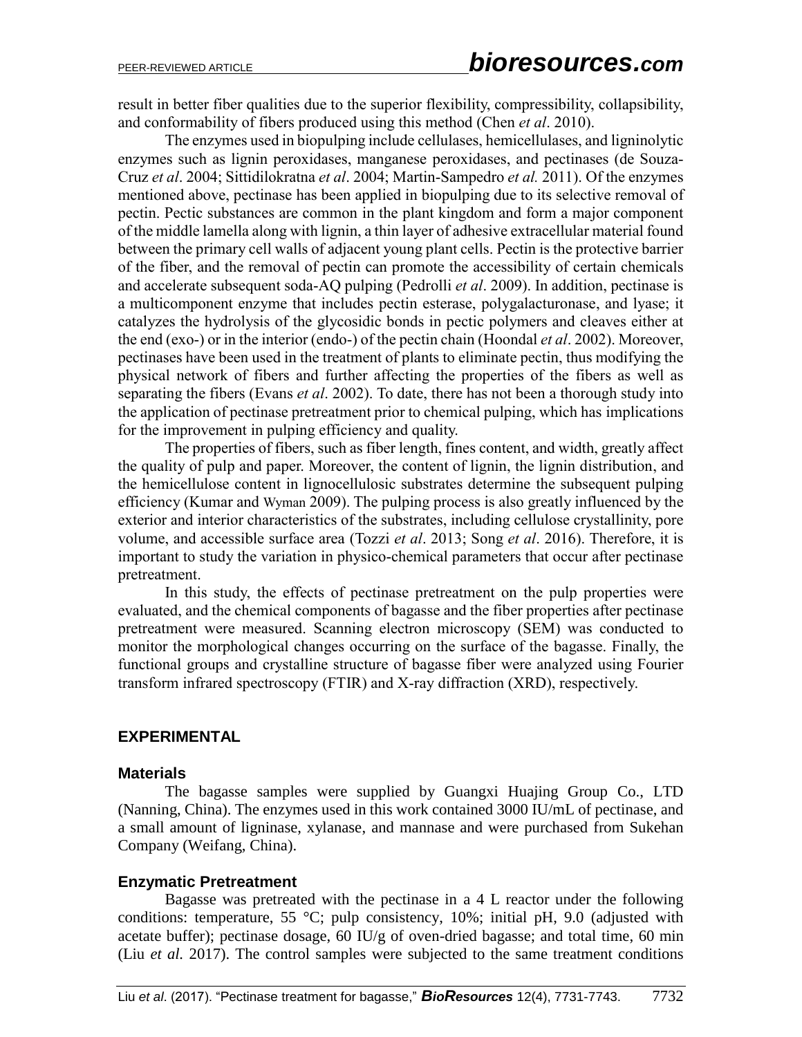result in better fiber qualities due to the superior flexibility, compressibility, collapsibility, and conformability of fibers produced using this method (Chen *et al*. 2010).

The enzymes used in biopulping include cellulases, hemicellulases, and ligninolytic enzymes such as lignin peroxidases, manganese peroxidases, and pectinases (de Souza-Cruz *et al*. 2004; Sittidilokratna *et al*. 2004; Martin-Sampedro *et al.* 2011). Of the enzymes mentioned above, pectinase has been applied in biopulping due to its selective removal of pectin. Pectic substances are common in the plant kingdom and form a major component of the middle lamella along with lignin, a thin layer of adhesive extracellular material found between the primary cell walls of adjacent young plant cells. Pectin is the protective barrier of the fiber, and the removal of pectin can promote the accessibility of certain chemicals and accelerate subsequent soda-AQ pulping (Pedrolli *et al*. 2009). In addition, pectinase is a multicomponent enzyme that includes pectin esterase, polygalacturonase, and lyase; it catalyzes the hydrolysis of the glycosidic bonds in pectic polymers and cleaves either at the end (exo-) or in the interior (endo-) of the pectin chain (Hoondal *et al*. 2002). Moreover, pectinases have been used in the treatment of plants to eliminate pectin, thus modifying the physical network of fibers and further affecting the properties of the fibers as well as separating the fibers (Evans *et al*. 2002). To date, there has not been a thorough study into the application of pectinase pretreatment prior to chemical pulping, which has implications for the improvement in pulping efficiency and quality.

The properties of fibers, such as fiber length, fines content, and width, greatly affect the quality of pulp and paper. Moreover, the content of lignin, the lignin distribution, and the hemicellulose content in lignocellulosic substrates determine the subsequent pulping efficiency (Kumar and Wyman 2009). The pulping process is also greatly influenced by the exterior and interior characteristics of the substrates, including cellulose crystallinity, pore volume, and accessible surface area (Tozzi *et al*. 2013; Song *et al*. 2016). Therefore, it is important to study the variation in physico-chemical parameters that occur after pectinase pretreatment.

In this study, the effects of pectinase pretreatment on the pulp properties were evaluated, and the chemical components of bagasse and the fiber properties after pectinase pretreatment were measured. Scanning electron microscopy (SEM) was conducted to monitor the morphological changes occurring on the surface of the bagasse. Finally, the functional groups and crystalline structure of bagasse fiber were analyzed using Fourier transform infrared spectroscopy (FTIR) and X-ray diffraction (XRD), respectively.

## EXPERIMENTAL

### Materials

The bagasse samples were supplied by Guangxi Huajing Group Co., LTD (Nanning, China). The enzymes used in this work contained 3000 IU/mL of pectinase, and a small amount of ligninase, xylanase, and mannase and were purchased from Sukehan Company (Weifang, China).

### Enzymatic Pretreatment

Bagasse was pretreated with the pectinase in a 4 L reactor under the following conditions: temperature, 55 °C; pulp consistency, 10%; initial pH, 9.0 (adjusted with acetate buffer); pectinase dosage, 60 IU/g of oven-dried bagasse; and total time, 60 min (Liu *et al*. 2017). The control samples were subjected to the same treatment conditions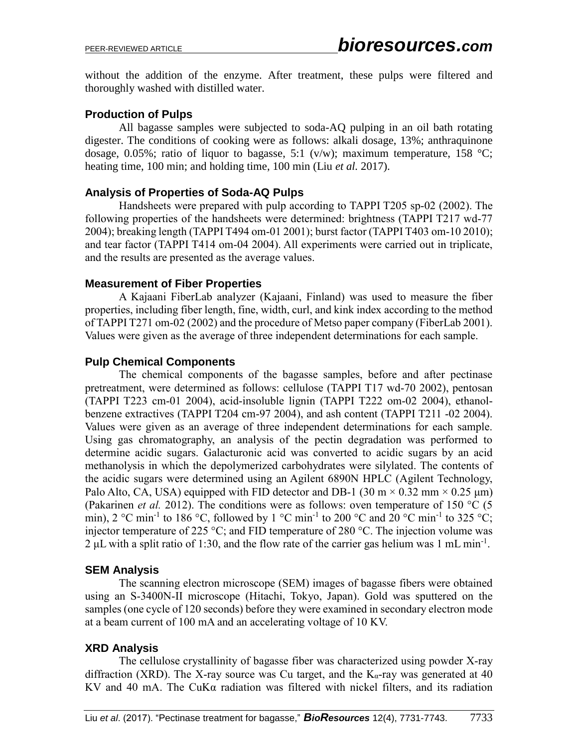without the addition of the enzyme. After treatment, these pulps were filtered and thoroughly washed with distilled water.

### Production of Pulps

All bagasse samples were subjected to soda-AQ pulping in an oil bath rotating digester. The conditions of cooking were as follows: alkali dosage, 13%; anthraquinone dosage, 0.05%; ratio of liquor to bagasse, 5:1 (v/w); maximum temperature, 158 °C; heating time, 100 min; and holding time, 100 min (Liu *et al.* 2017).

### Analysis of Properties of Soda-AQ Pulps

Handsheets were prepared with pulp according to TAPPI T205 sp-02 (2002). The following properties of the handsheets were determined: brightness (TAPPI T217 wd-77 2004); breaking length (TAPPI T494 om-01 2001); burst factor (TAPPI T403 om-10 2010); and tear factor (TAPPI T414 om-04 2004). All experiments were carried out in triplicate, and the results are presented as the average values.

### Measurement of Fiber Properties

A Kajaani FiberLab analyzer (Kajaani, Finland) was used to measure the fiber properties, including fiber length, fine, width, curl, and kink index according to the method of TAPPI T271 om-02 (2002) and the procedure of Metso paper company (FiberLab 2001). Values were given as the average of three independent determinations for each sample.

### Pulp Chemical Components

The chemical components of the bagasse samples, before and after pectinase pretreatment, were determined as follows: cellulose (TAPPI T17 wd-70 2002), pentosan (TAPPI T223 cm-01 2004), acid-insoluble lignin (TAPPI T222 om-02 2004), ethanol-benzene extractives (TAPPI T204 cm-97 2004), and ash content (TAPPI T211 -02 2004). Values were given as an average of three independent determinations for each sample. Using gas chromatography, an analysis of the pectin degradation was performed to determine acidic sugars. Galacturonic acid was converted to acidic sugars by an acid methanolysis in which the depolymerized carbohydrates were silylated. The contents of the acidic sugars were determined using an Agilent 6890N HPLC (Agilent Technology, Palo Alto, CA, USA) equipped with FID detector and DB-1 (30 m × 0.32 mm × 0.25 μm) (Pakarinen *et al.* 2012). The conditions were as follows: oven temperature of 150 °C (5 min), 2 °C $min^{-1}$ to 186 °C, followed by 1 °C $min^{-1}$ to 200 °C and 20 °C $min^{-1}$ to 325 °C; injector temperature of 225 °C; and FID temperature of 280 °C. The injection volume was 2 μL with a split ratio of 1:30, and the flow rate of the carrier gas helium was 1 mL $min^{-1}$.

### SEM Analysis

The scanning electron microscope (SEM) images of bagasse fibers were obtained using an S-3400N-II microscope (Hitachi, Tokyo, Japan). Gold was sputtered on the samples (one cycle of 120 seconds) before they were examined in secondary electron mode at a beam current of 100 mA and an accelerating voltage of 10 KV.

### XRD Analysis

The cellulose crystallinity of bagasse fiber was characterized using powder X-ray diffraction (XRD). The X-ray source was Cu target, and the $K_{\alpha}$-ray was generated at 40 KV and 40 mA. The CuKα radiation was filtered with nickel filters, and its radiation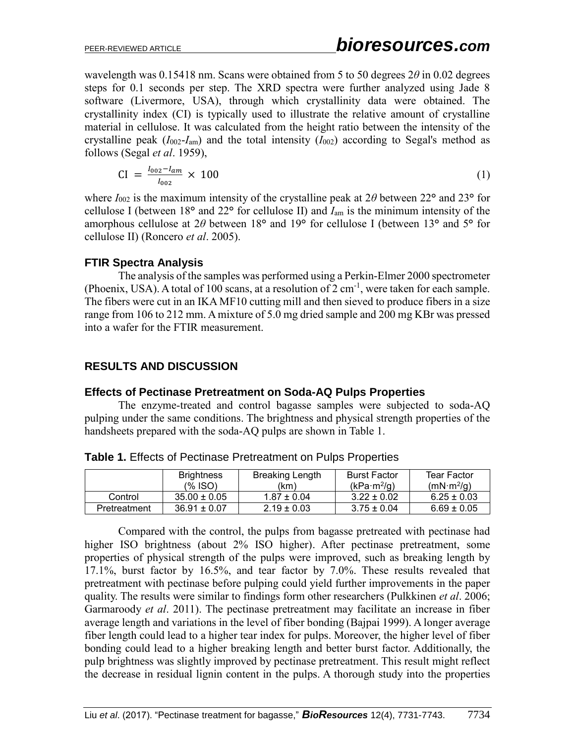wavelength was 0.15418 nm. Scans were obtained from 5 to 50 degrees 2$\theta$ in 0.02 degrees steps for 0.1 seconds per step. The XRD spectra were further analyzed using Jade 8 software (Livermore, USA), through which crystallinity data were obtained. The crystallinity index (CI) is typically used to illustrate the relative amount of crystalline material in cellulose. It was calculated from the height ratio between the intensity of the crystalline peak ($I_{002}$-$I_{am}$) and the total intensity ($I_{002}$) according to Segal's method as follows (Segal *et al*. 1959),

$$\mathrm{CI} = \frac{I_{002} - I_{am}}{I_{002}} \times 100 \tag{1}$$

where $I_{002}$ is the maximum intensity of the crystalline peak at 2$\theta$ between 22° and 23° for cellulose I (between 18° and 22° for cellulose II) and $I_{am}$ is the minimum intensity of the amorphous cellulose at 2$\theta$ between 18° and 19° for cellulose I (between 13° and 5° for cellulose II) (Roncero *et al*. 2005).

### FTIR Spectra Analysis

The analysis of the samples was performed using a Perkin-Elmer 2000 spectrometer (Phoenix, USA). A total of 100 scans, at a resolution of 2 cm$^{-1}$, were taken for each sample. The fibers were cut in an IKA MF10 cutting mill and then sieved to produce fibers in a size range from 106 to 212 mm. A mixture of 5.0 mg dried sample and 200 mg KBr was pressed into a wafer for the FTIR measurement.

## RESULTS AND DISCUSSION

### Effects of Pectinase Pretreatment on Soda-AQ Pulps Properties

The enzyme-treated and control bagasse samples were subjected to soda-AQ pulping under the same conditions. The brightness and physical strength properties of the handsheets prepared with the soda-AQ pulps are shown in Table 1.

**Table 1.** Effects of Pectinase Pretreatment on Pulps Properties

| | Brightness (% ISO) | Breaking Length (km) | Burst Factor (kPa·m$^2$/g) | Tear Factor (mN·m$^2$/g) |
|---|---|---|---|---|
| Control | 35.00 ± 0.05 | 1.87 ± 0.04 | 3.22 ± 0.02 | 6.25 ± 0.03 |
| Pretreatment | 36.91 ± 0.07 | 2.19 ± 0.03 | 3.75 ± 0.04 | 6.69 ± 0.05 |

Compared with the control, the pulps from bagasse pretreated with pectinase had higher ISO brightness (about 2% ISO higher). After pectinase pretreatment, some properties of physical strength of the pulps were improved, such as breaking length by 17.1%, burst factor by 16.5%, and tear factor by 7.0%. These results revealed that pretreatment with pectinase before pulping could yield further improvements in the paper quality. The results were similar to findings form other researchers (Pulkkinen *et al*. 2006; Garmaroody *et al*. 2011). The pectinase pretreatment may facilitate an increase in fiber average length and variations in the level of fiber bonding (Bajpai 1999). A longer average fiber length could lead to a higher tear index for pulps. Moreover, the higher level of fiber bonding could lead to a higher breaking length and better burst factor. Additionally, the pulp brightness was slightly improved by pectinase pretreatment. This result might reflect the decrease in residual lignin content in the pulps. A thorough study into the properties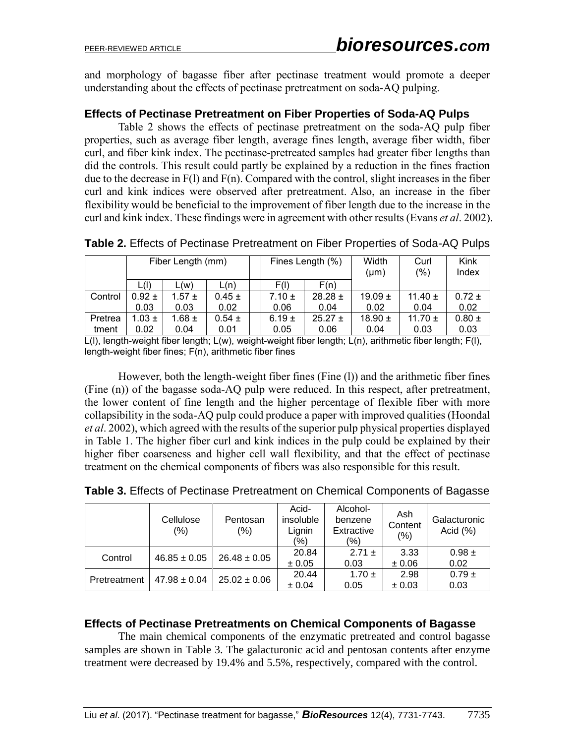and morphology of bagasse fiber after pectinase treatment would promote a deeper understanding about the effects of pectinase pretreatment on soda-AQ pulping.

### Effects of Pectinase Pretreatment on Fiber Properties of Soda-AQ Pulps

Table 2 shows the effects of pectinase pretreatment on the soda-AQ pulp fiber properties, such as average fiber length, average fines length, average fiber width, fiber curl, and fiber kink index. The pectinase-pretreated samples had greater fiber lengths than did the controls. This result could partly be explained by a reduction in the fines fraction due to the decrease in F(l) and F(n). Compared with the control, slight increases in the fiber curl and kink indices were observed after pretreatment. Also, an increase in the fiber flexibility would be beneficial to the improvement of fiber length due to the increase in the curl and kink index. These findings were in agreement with other results (Evans *et al*. 2002).

**Table 2.** Effects of Pectinase Pretreatment on Fiber Properties of Soda-AQ Pulps

| | Fiber Length (mm) | | | Fines Length (%) | | Width (μm) | Curl (%) | Kink Index |
|---|---|---|---|---|---|---|---|---|
| | L(l) | L(w) | L(n) | F(l) | F(n) | | | |
| Control | 0.92 ± 0.03 | 1.57 ± 0.03 | 0.45 ± 0.02 | 7.10 ± 0.06 | 28.28 ± 0.04 | 19.09 ± 0.02 | 11.40 ± 0.04 | 0.72 ± 0.02 |
| Pretreatment | 1.03 ± 0.02 | 1.68 ± 0.04 | 0.54 ± 0.01 | 6.19 ± 0.05 | 25.27 ± 0.06 | 18.90 ± 0.04 | 11.70 ± 0.03 | 0.80 ± 0.03 |

L(l), length-weight fiber length; L(w), weight-weight fiber length; L(n), arithmetic fiber length; F(l), length-weight fiber fines; F(n), arithmetic fiber fines

However, both the length-weight fiber fines (Fine (l)) and the arithmetic fiber fines (Fine (n)) of the bagasse soda-AQ pulp were reduced. In this respect, after pretreatment, the lower content of fine length and the higher percentage of flexible fiber with more collapsibility in the soda-AQ pulp could produce a paper with improved qualities (Hoondal *et al*. 2002), which agreed with the results of the superior pulp physical properties displayed in Table 1. The higher fiber curl and kink indices in the pulp could be explained by their higher fiber coarseness and higher cell wall flexibility, and that the effect of pectinase treatment on the chemical components of fibers was also responsible for this result.

**Table 3.** Effects of Pectinase Pretreatment on Chemical Components of Bagasse

| | Cellulose (%) | Pentosan (%) | Acid-insoluble Lignin (%) | Alcohol-benzene Extractive (%) | Ash Content (%) | Galacturonic Acid (%) |
|---|---|---|---|---|---|---|
| Control | 46.85 ± 0.05 | 26.48 ± 0.05 | 20.84 ± 0.05 | 2.71 ± 0.03 | 3.33 ± 0.06 | 0.98 ± 0.02 |
| Pretreatment | 47.98 ± 0.04 | 25.02 ± 0.06 | 20.44 ± 0.04 | 1.70 ± 0.05 | 2.98 ± 0.03 | 0.79 ± 0.03 |

### Effects of Pectinase Pretreatments on Chemical Components of Bagasse

The main chemical components of the enzymatic pretreated and control bagasse samples are shown in Table 3. The galacturonic acid and pentosan contents after enzyme treatment were decreased by 19.4% and 5.5%, respectively, compared with the control.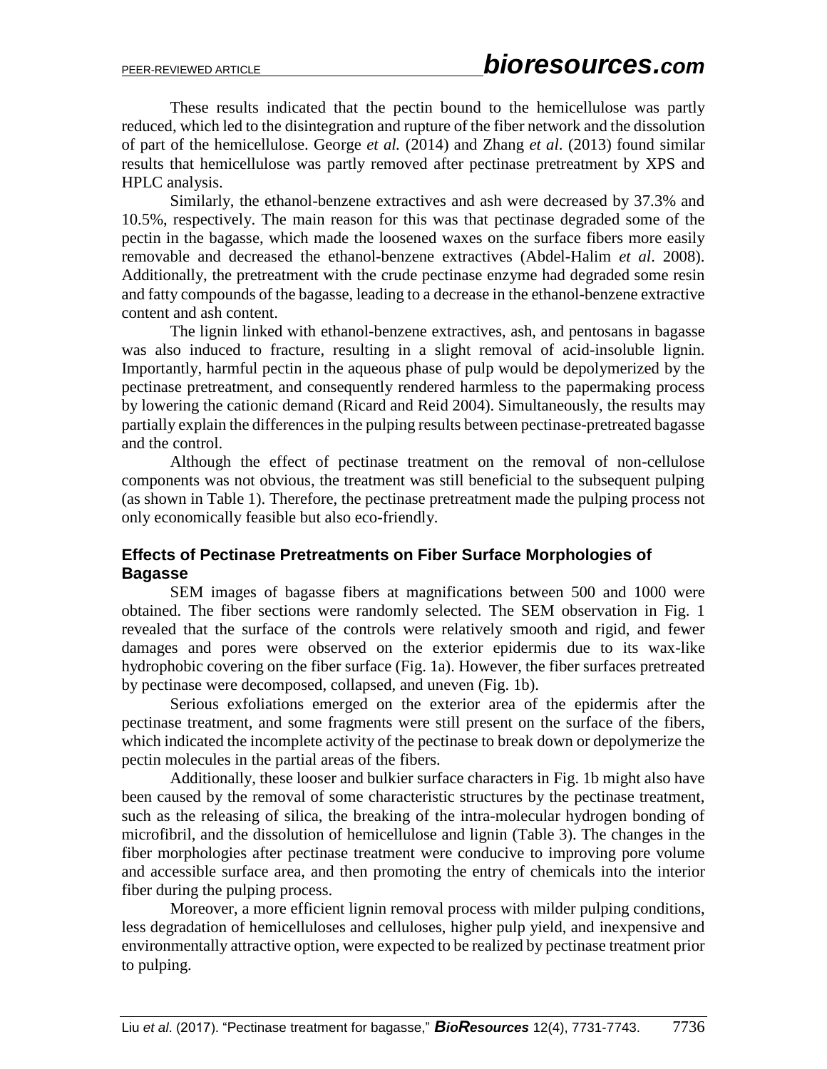These results indicated that the pectin bound to the hemicellulose was partly reduced, which led to the disintegration and rupture of the fiber network and the dissolution of part of the hemicellulose. George *et al.* (2014) and Zhang *et al*. (2013) found similar results that hemicellulose was partly removed after pectinase pretreatment by XPS and HPLC analysis.

Similarly, the ethanol-benzene extractives and ash were decreased by 37.3% and 10.5%, respectively. The main reason for this was that pectinase degraded some of the pectin in the bagasse, which made the loosened waxes on the surface fibers more easily removable and decreased the ethanol-benzene extractives (Abdel-Halim *et al*. 2008). Additionally, the pretreatment with the crude pectinase enzyme had degraded some resin and fatty compounds of the bagasse, leading to a decrease in the ethanol-benzene extractive content and ash content.

The lignin linked with ethanol-benzene extractives, ash, and pentosans in bagasse was also induced to fracture, resulting in a slight removal of acid-insoluble lignin. Importantly, harmful pectin in the aqueous phase of pulp would be depolymerized by the pectinase pretreatment, and consequently rendered harmless to the papermaking process by lowering the cationic demand (Ricard and Reid 2004). Simultaneously, the results may partially explain the differences in the pulping results between pectinase-pretreated bagasse and the control.

Although the effect of pectinase treatment on the removal of non-cellulose components was not obvious, the treatment was still beneficial to the subsequent pulping (as shown in Table 1). Therefore, the pectinase pretreatment made the pulping process not only economically feasible but also eco-friendly.

### Effects of Pectinase Pretreatments on Fiber Surface Morphologies of Bagasse

SEM images of bagasse fibers at magnifications between 500 and 1000 were obtained. The fiber sections were randomly selected. The SEM observation in Fig. 1 revealed that the surface of the controls were relatively smooth and rigid, and fewer damages and pores were observed on the exterior epidermis due to its wax-like hydrophobic covering on the fiber surface (Fig. 1a). However, the fiber surfaces pretreated by pectinase were decomposed, collapsed, and uneven (Fig. 1b).

Serious exfoliations emerged on the exterior area of the epidermis after the pectinase treatment, and some fragments were still present on the surface of the fibers, which indicated the incomplete activity of the pectinase to break down or depolymerize the pectin molecules in the partial areas of the fibers.

Additionally, these looser and bulkier surface characters in Fig. 1b might also have been caused by the removal of some characteristic structures by the pectinase treatment, such as the releasing of silica, the breaking of the intra-molecular hydrogen bonding of microfibril, and the dissolution of hemicellulose and lignin (Table 3). The changes in the fiber morphologies after pectinase treatment were conducive to improving pore volume and accessible surface area, and then promoting the entry of chemicals into the interior fiber during the pulping process.

Moreover, a more efficient lignin removal process with milder pulping conditions, less degradation of hemicelluloses and celluloses, higher pulp yield, and inexpensive and environmentally attractive option, were expected to be realized by pectinase treatment prior to pulping.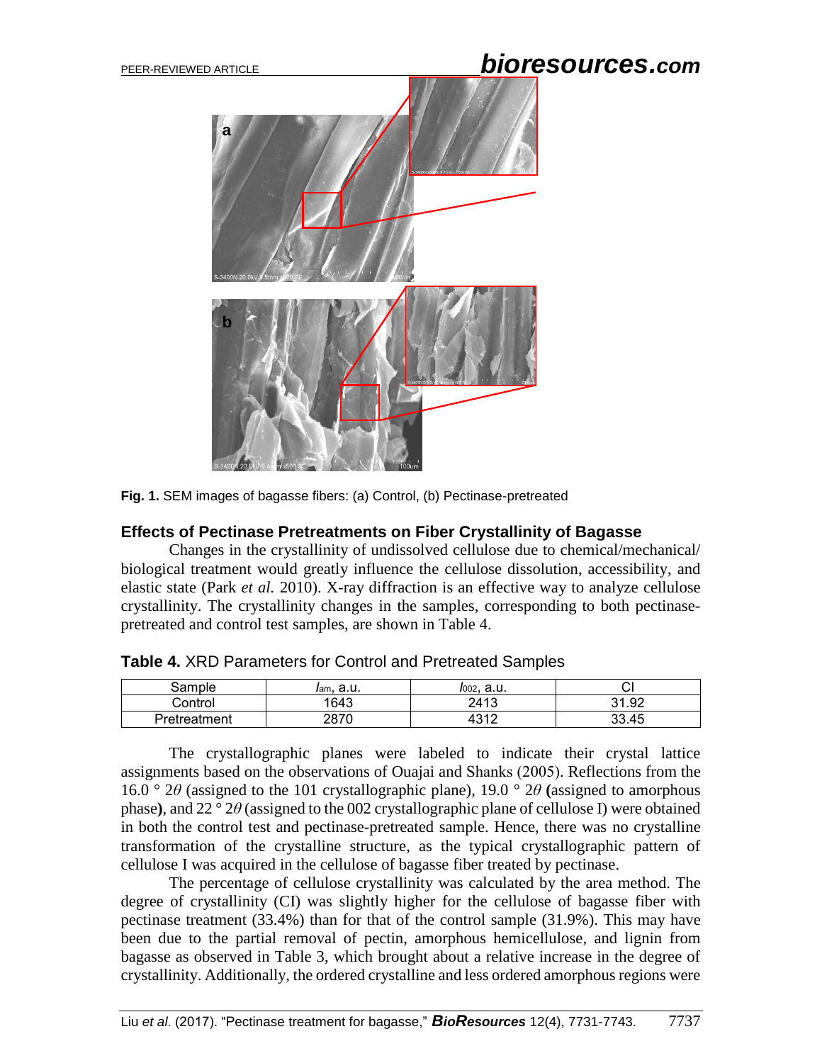**Fig. 1.** SEM images of bagasse fibers: (a) Control, (b) Pectinase-pretreated

### Effects of Pectinase Pretreatments on Fiber Crystallinity of Bagasse

Changes in the crystallinity of undissolved cellulose due to chemical/mechanical/ biological treatment would greatly influence the cellulose dissolution, accessibility, and elastic state (Park *et al.* 2010). X-ray diffraction is an effective way to analyze cellulose crystallinity. The crystallinity changes in the samples, corresponding to both pectinase-pretreated and control test samples, are shown in Table 4.

**Table 4.** XRD Parameters for Control and Pretreated Samples

| Sample | $I_{am}$, a.u. | $I_{002}$, a.u. | CI |
|---|---|---|---|
| Control | 1643 | 2413 | 31.92 |
| Pretreatment | 2870 | 4312 | 33.45 |

The crystallographic planes were labeled to indicate their crystal lattice assignments based on the observations of Ouajai and Shanks (2005). Reflections from the 16.0 ° 2$\theta$ (assigned to the 101 crystallographic plane), 19.0 ° 2$\theta$ **(**assigned to amorphous phase**)**, and 22 ° 2$\theta$ (assigned to the 002 crystallographic plane of cellulose I) were obtained in both the control test and pectinase-pretreated sample. Hence, there was no crystalline transformation of the crystalline structure, as the typical crystallographic pattern of cellulose I was acquired in the cellulose of bagasse fiber treated by pectinase.

The percentage of cellulose crystallinity was calculated by the area method. The degree of crystallinity (CI) was slightly higher for the cellulose of bagasse fiber with pectinase treatment (33.4%) than for that of the control sample (31.9%). This may have been due to the partial removal of pectin, amorphous hemicellulose, and lignin from bagasse as observed in Table 3, which brought about a relative increase in the degree of crystallinity. Additionally, the ordered crystalline and less ordered amorphous regions were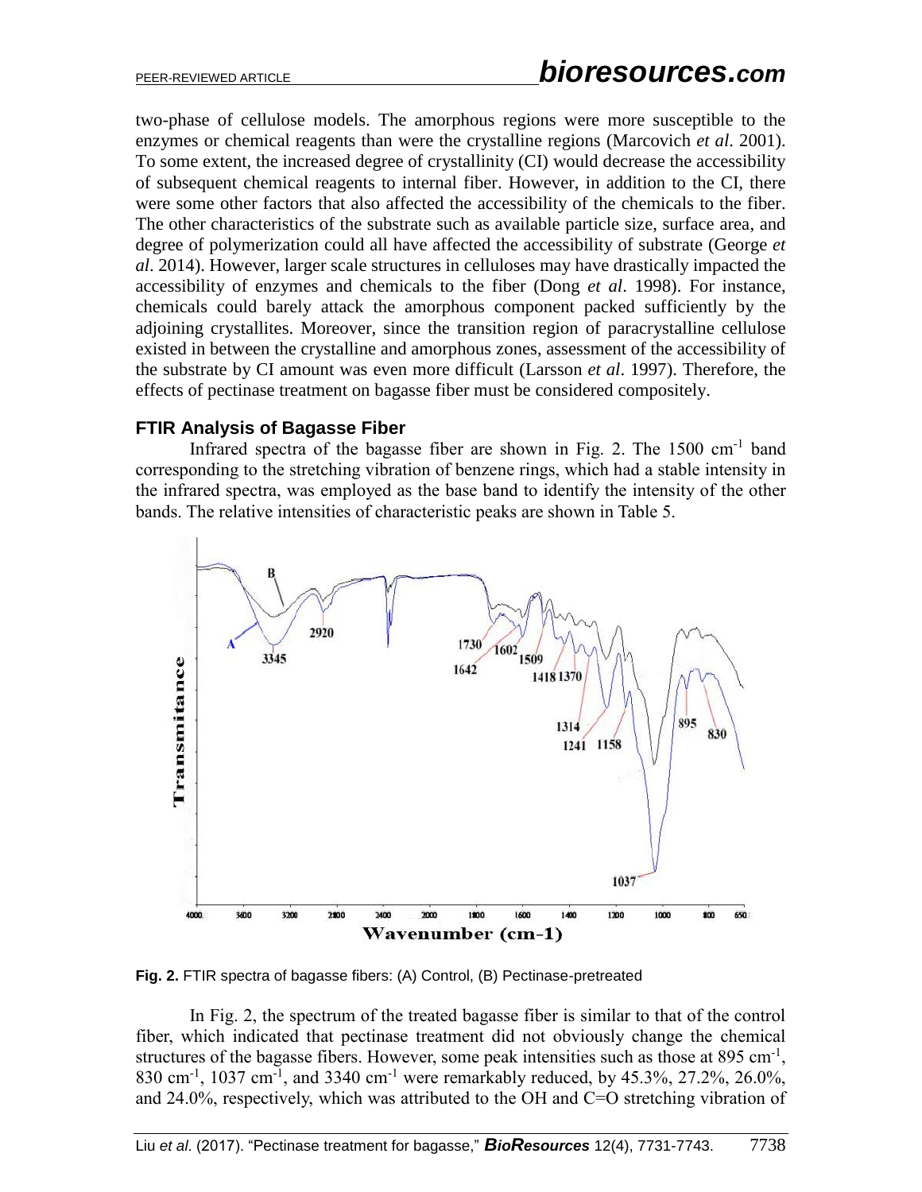two-phase of cellulose models. The amorphous regions were more susceptible to the enzymes or chemical reagents than were the crystalline regions (Marcovich *et al*. 2001). To some extent, the increased degree of crystallinity (CI) would decrease the accessibility of subsequent chemical reagents to internal fiber. However, in addition to the CI, there were some other factors that also affected the accessibility of the chemicals to the fiber. The other characteristics of the substrate such as available particle size, surface area, and degree of polymerization could all have affected the accessibility of substrate (George *et al*. 2014). However, larger scale structures in celluloses may have drastically impacted the accessibility of enzymes and chemicals to the fiber (Dong *et al*. 1998). For instance, chemicals could barely attack the amorphous component packed sufficiently by the adjoining crystallites. Moreover, since the transition region of paracrystalline cellulose existed in between the crystalline and amorphous zones, assessment of the accessibility of the substrate by CI amount was even more difficult (Larsson *et al*. 1997). Therefore, the effects of pectinase treatment on bagasse fiber must be considered compositely.

### FTIR Analysis of Bagasse Fiber

Infrared spectra of the bagasse fiber are shown in Fig. 2. The 1500 $cm^{-1}$ band corresponding to the stretching vibration of benzene rings, which had a stable intensity in the infrared spectra, was employed as the base band to identify the intensity of the other bands. The relative intensities of characteristic peaks are shown in Table 5.

**Fig. 2.** FTIR spectra of bagasse fibers: (A) Control, (B) Pectinase-pretreated

In Fig. 2, the spectrum of the treated bagasse fiber is similar to that of the control fiber, which indicated that pectinase treatment did not obviously change the chemical structures of the bagasse fibers. However, some peak intensities such as those at 895 $cm^{-1}$, 830 $cm^{-1}$, 1037 $cm^{-1}$, and 3340 $cm^{-1}$ were remarkably reduced, by 45.3%, 27.2%, 26.0%, and 24.0%, respectively, which was attributed to the OH and C=O stretching vibration of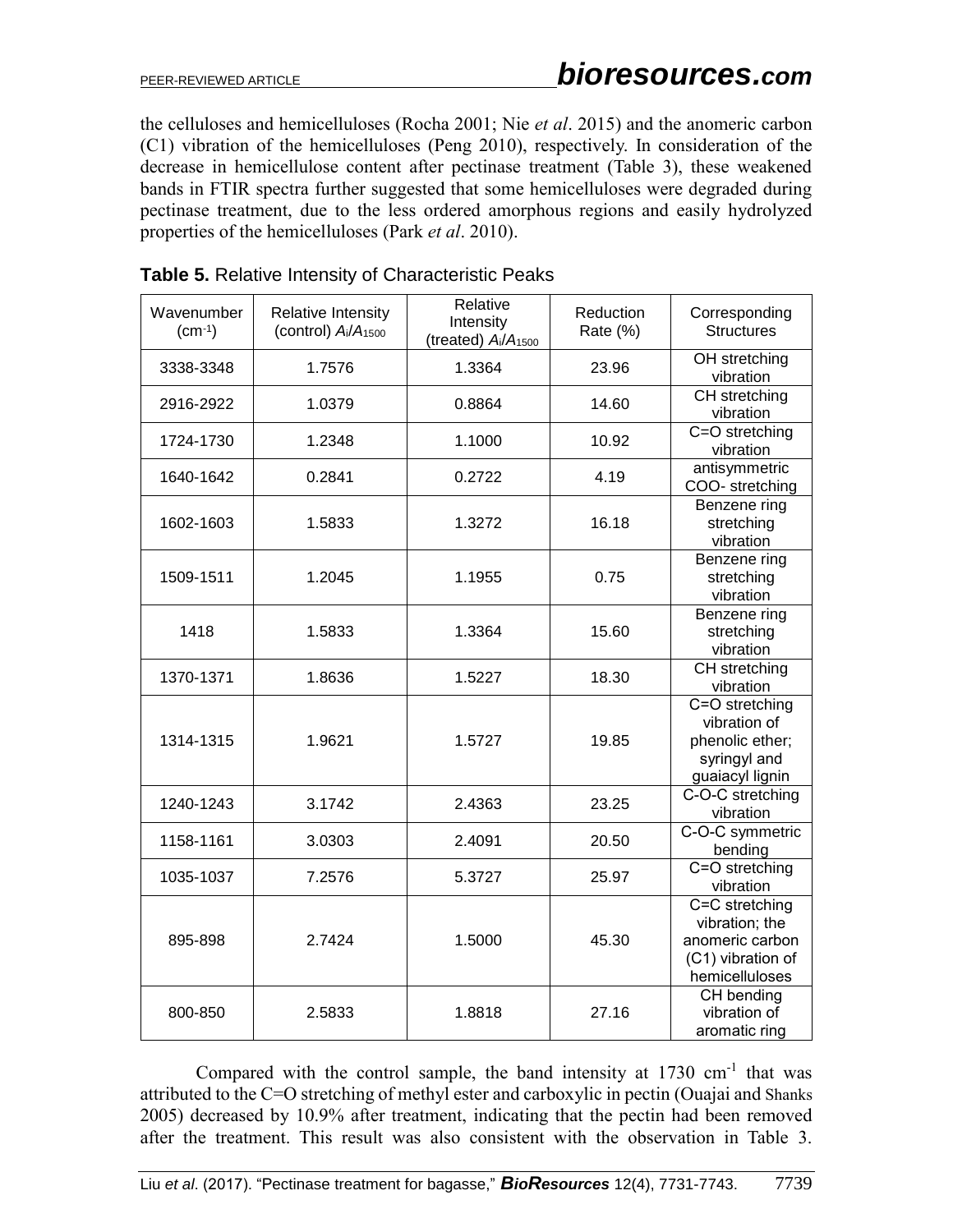the celluloses and hemicelluloses (Rocha 2001; Nie *et al*. 2015) and the anomeric carbon (C1) vibration of the hemicelluloses (Peng 2010), respectively. In consideration of the decrease in hemicellulose content after pectinase treatment (Table 3), these weakened bands in FTIR spectra further suggested that some hemicelluloses were degraded during pectinase treatment, due to the less ordered amorphous regions and easily hydrolyzed properties of the hemicelluloses (Park *et al*. 2010).

**Table 5.** Relative Intensity of Characteristic Peaks

| Wavenumber ($cm^{-1}$) | Relative Intensity (control) $A_i/A_{1500}$ | Relative Intensity (treated) $A_i/A_{1500}$ | Reduction Rate (%) | Corresponding Structures |
|---|---|---|---|---|
| 3338-3348 | 1.7576 | 1.3364 | 23.96 | OH stretching vibration |
| 2916-2922 | 1.0379 | 0.8864 | 14.60 | CH stretching vibration |
| 1724-1730 | 1.2348 | 1.1000 | 10.92 | C=O stretching vibration |
| 1640-1642 | 0.2841 | 0.2722 | 4.19 | antisymmetric COO- stretching |
| 1602-1603 | 1.5833 | 1.3272 | 16.18 | Benzene ring stretching vibration |
| 1509-1511 | 1.2045 | 1.1955 | 0.75 | Benzene ring stretching vibration |
| 1418 | 1.5833 | 1.3364 | 15.60 | Benzene ring stretching vibration |
| 1370-1371 | 1.8636 | 1.5227 | 18.30 | CH stretching vibration |
| 1314-1315 | 1.9621 | 1.5727 | 19.85 | C=O stretching vibration of phenolic ether; syringyl and guaiacyl lignin |
| 1240-1243 | 3.1742 | 2.4363 | 23.25 | C-O-C stretching vibration |
| 1158-1161 | 3.0303 | 2.4091 | 20.50 | C-O-C symmetric bending |
| 1035-1037 | 7.2576 | 5.3727 | 25.97 | C=O stretching vibration |
| 895-898 | 2.7424 | 1.5000 | 45.30 | C=C stretching vibration; the anomeric carbon (C1) vibration of hemicelluloses |
| 800-850 | 2.5833 | 1.8818 | 27.16 | CH bending vibration of aromatic ring |

Compared with the control sample, the band intensity at 1730 $cm^{-1}$ that was attributed to the C=O stretching of methyl ester and carboxylic in pectin (Ouajai and Shanks 2005) decreased by 10.9% after treatment, indicating that the pectin had been removed after the treatment. This result was also consistent with the observation in Table 3.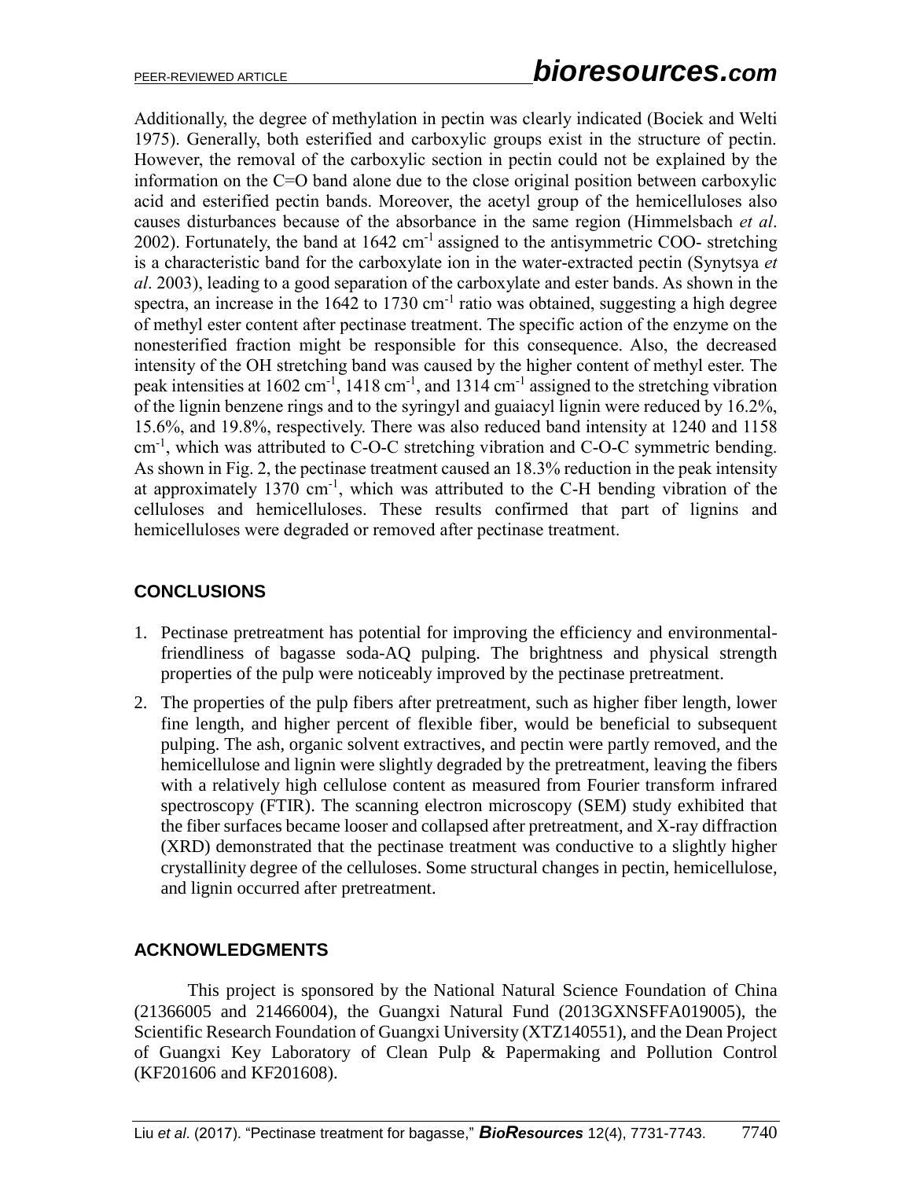Additionally, the degree of methylation in pectin was clearly indicated (Bociek and Welti 1975). Generally, both esterified and carboxylic groups exist in the structure of pectin. However, the removal of the carboxylic section in pectin could not be explained by the information on the C=O band alone due to the close original position between carboxylic acid and esterified pectin bands. Moreover, the acetyl group of the hemicelluloses also causes disturbances because of the absorbance in the same region (Himmelsbach *et al*. 2002). Fortunately, the band at 1642 $cm^{-1}$ assigned to the antisymmetric COO- stretching is a characteristic band for the carboxylate ion in the water-extracted pectin (Synytsya *et al*. 2003), leading to a good separation of the carboxylate and ester bands. As shown in the spectra, an increase in the 1642 to 1730 $cm^{-1}$ ratio was obtained, suggesting a high degree of methyl ester content after pectinase treatment. The specific action of the enzyme on the nonesterified fraction might be responsible for this consequence. Also, the decreased intensity of the OH stretching band was caused by the higher content of methyl ester. The peak intensities at 1602 $cm^{-1}$, 1418 $cm^{-1}$, and 1314 $cm^{-1}$ assigned to the stretching vibration of the lignin benzene rings and to the syringyl and guaiacyl lignin were reduced by 16.2%, 15.6%, and 19.8%, respectively. There was also reduced band intensity at 1240 and 1158 $cm^{-1}$, which was attributed to C-O-C stretching vibration and C-O-C symmetric bending. As shown in Fig. 2, the pectinase treatment caused an 18.3% reduction in the peak intensity at approximately 1370 $cm^{-1}$, which was attributed to the C-H bending vibration of the celluloses and hemicelluloses. These results confirmed that part of lignins and hemicelluloses were degraded or removed after pectinase treatment.

## CONCLUSIONS

1. Pectinase pretreatment has potential for improving the efficiency and environmental-friendliness of bagasse soda-AQ pulping. The brightness and physical strength properties of the pulp were noticeably improved by the pectinase pretreatment.
2. The properties of the pulp fibers after pretreatment, such as higher fiber length, lower fine length, and higher percent of flexible fiber, would be beneficial to subsequent pulping. The ash, organic solvent extractives, and pectin were partly removed, and the hemicellulose and lignin were slightly degraded by the pretreatment, leaving the fibers with a relatively high cellulose content as measured from Fourier transform infrared spectroscopy (FTIR). The scanning electron microscopy (SEM) study exhibited that the fiber surfaces became looser and collapsed after pretreatment, and X-ray diffraction (XRD) demonstrated that the pectinase treatment was conductive to a slightly higher crystallinity degree of the celluloses. Some structural changes in pectin, hemicellulose, and lignin occurred after pretreatment.

## ACKNOWLEDGMENTS

This project is sponsored by the National Natural Science Foundation of China (21366005 and 21466004), the Guangxi Natural Fund (2013GXNSFFA019005), the Scientific Research Foundation of Guangxi University (XTZ140551), and the Dean Project of Guangxi Key Laboratory of Clean Pulp & Papermaking and Pollution Control (KF201606 and KF201608).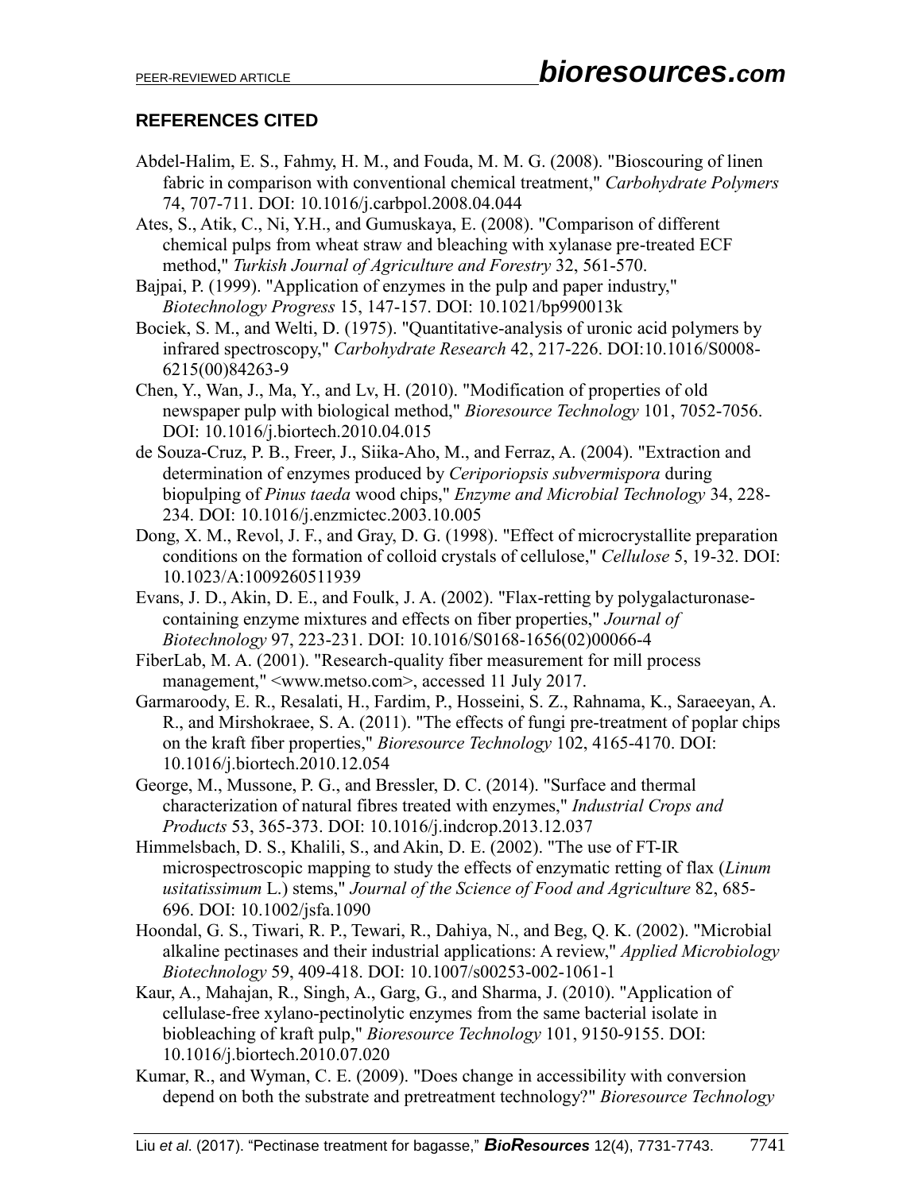## REFERENCES CITED

Abdel-Halim, E. S., Fahmy, H. M., and Fouda, M. M. G. (2008). "Bioscouring of linen fabric in comparison with conventional chemical treatment," *Carbohydrate Polymers* 74, 707-711. DOI: 10.1016/j.carbpol.2008.04.044

Ates, S., Atik, C., Ni, Y.H., and Gumuskaya, E. (2008). "Comparison of different chemical pulps from wheat straw and bleaching with xylanase pre-treated ECF method," *Turkish Journal of Agriculture and Forestry* 32, 561-570.

Bajpai, P. (1999). "Application of enzymes in the pulp and paper industry," *Biotechnology Progress* 15, 147-157. DOI: 10.1021/bp990013k

Bociek, S. M., and Welti, D. (1975). "Quantitative-analysis of uronic acid polymers by infrared spectroscopy," *Carbohydrate Research* 42, 217-226. DOI:10.1016/S0008-6215(00)84263-9

Chen, Y., Wan, J., Ma, Y., and Lv, H. (2010). "Modification of properties of old newspaper pulp with biological method," *Bioresource Technology* 101, 7052-7056. DOI: 10.1016/j.biortech.2010.04.015

de Souza-Cruz, P. B., Freer, J., Siika-Aho, M., and Ferraz, A. (2004). "Extraction and determination of enzymes produced by *Ceriporiopsis subvermispora* during biopulping of *Pinus taeda* wood chips," *Enzyme and Microbial Technology* 34, 228-234. DOI: 10.1016/j.enzmictec.2003.10.005

Dong, X. M., Revol, J. F., and Gray, D. G. (1998). "Effect of microcrystallite preparation conditions on the formation of colloid crystals of cellulose," *Cellulose* 5, 19-32. DOI: 10.1023/A:1009260511939

Evans, J. D., Akin, D. E., and Foulk, J. A. (2002). "Flax-retting by polygalacturonase-containing enzyme mixtures and effects on fiber properties," *Journal of Biotechnology* 97, 223-231. DOI: 10.1016/S0168-1656(02)00066-4

FiberLab, M. A. (2001). "Research-quality fiber measurement for mill process management," <www.metso.com>, accessed 11 July 2017.

Garmaroody, E. R., Resalati, H., Fardim, P., Hosseini, S. Z., Rahnama, K., Saraeeyan, A. R., and Mirshokraee, S. A. (2011). "The effects of fungi pre-treatment of poplar chips on the kraft fiber properties," *Bioresource Technology* 102, 4165-4170. DOI: 10.1016/j.biortech.2010.12.054

George, M., Mussone, P. G., and Bressler, D. C. (2014). "Surface and thermal characterization of natural fibres treated with enzymes," *Industrial Crops and Products* 53, 365-373. DOI: 10.1016/j.indcrop.2013.12.037

Himmelsbach, D. S., Khalili, S., and Akin, D. E. (2002). "The use of FT-IR microspectroscopic mapping to study the effects of enzymatic retting of flax (*Linum usitatissimum* L.) stems," *Journal of the Science of Food and Agriculture* 82, 685-696. DOI: 10.1002/jsfa.1090

Hoondal, G. S., Tiwari, R. P., Tewari, R., Dahiya, N., and Beg, Q. K. (2002). "Microbial alkaline pectinases and their industrial applications: A review," *Applied Microbiology Biotechnology* 59, 409-418. DOI: 10.1007/s00253-002-1061-1

Kaur, A., Mahajan, R., Singh, A., Garg, G., and Sharma, J. (2010). "Application of cellulase-free xylano-pectinolytic enzymes from the same bacterial isolate in biobleaching of kraft pulp," *Bioresource Technology* 101, 9150-9155. DOI: 10.1016/j.biortech.2010.07.020

Kumar, R., and Wyman, C. E. (2009). "Does change in accessibility with conversion depend on both the substrate and pretreatment technology?" *Bioresource Technology*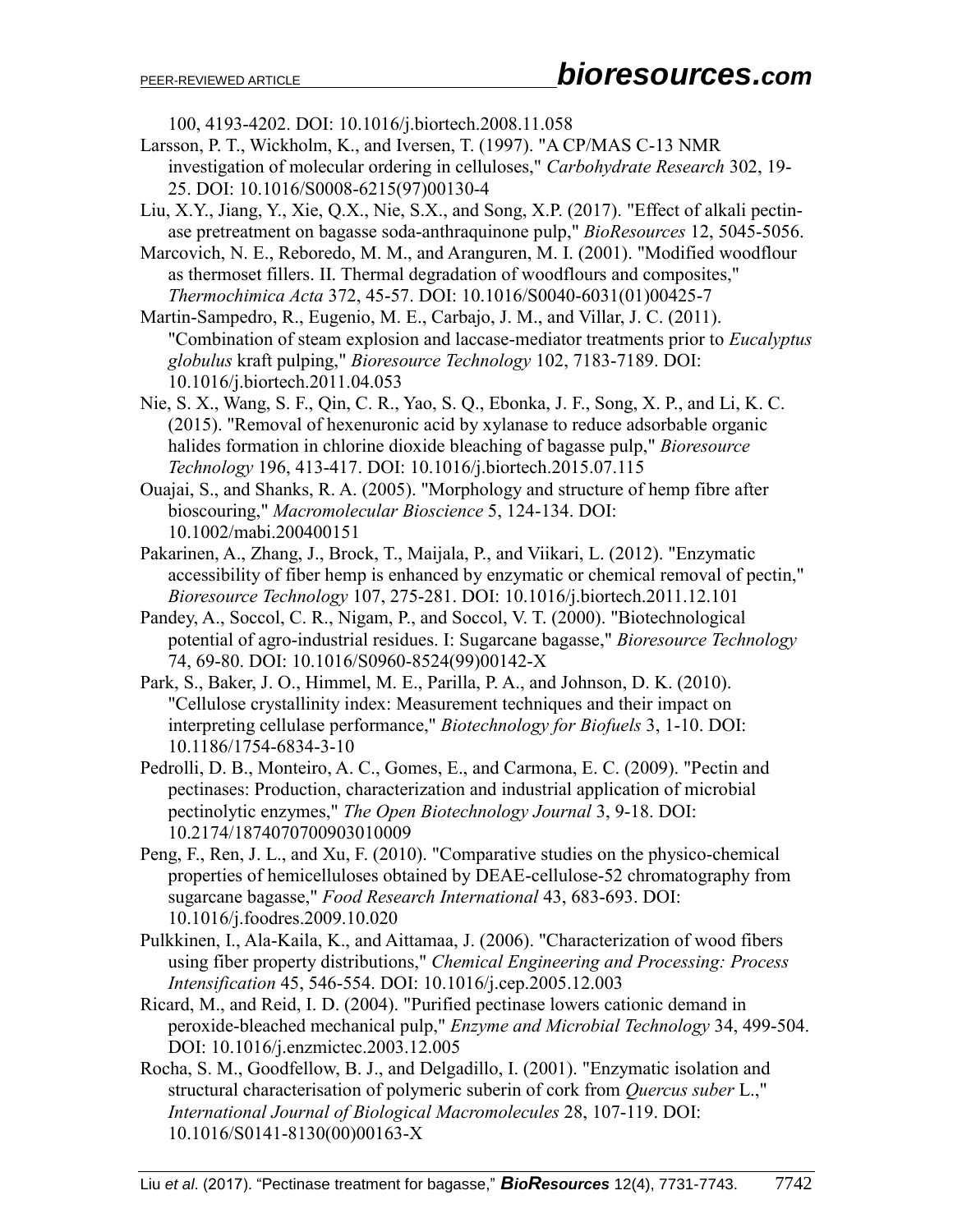100, 4193-4202. DOI: 10.1016/j.biortech.2008.11.058

Larsson, P. T., Wickholm, K., and Iversen, T. (1997). "A CP/MAS C-13 NMR investigation of molecular ordering in celluloses," *Carbohydrate Research* 302, 19-25. DOI: 10.1016/S0008-6215(97)00130-4

Liu, X.Y., Jiang, Y., Xie, Q.X., Nie, S.X., and Song, X.P. (2017). "Effect of alkali pectinase pretreatment on bagasse soda-anthraquinone pulp," *BioResources* 12, 5045-5056.

Marcovich, N. E., Reboredo, M. M., and Aranguren, M. I. (2001). "Modified woodflour as thermoset fillers. II. Thermal degradation of woodflours and composites," *Thermochimica Acta* 372, 45-57. DOI: 10.1016/S0040-6031(01)00425-7

Martin-Sampedro, R., Eugenio, M. E., Carbajo, J. M., and Villar, J. C. (2011). "Combination of steam explosion and laccase-mediator treatments prior to *Eucalyptus globulus* kraft pulping," *Bioresource Technology* 102, 7183-7189. DOI: 10.1016/j.biortech.2011.04.053

Nie, S. X., Wang, S. F., Qin, C. R., Yao, S. Q., Ebonka, J. F., Song, X. P., and Li, K. C. (2015). "Removal of hexenuronic acid by xylanase to reduce adsorbable organic halides formation in chlorine dioxide bleaching of bagasse pulp," *Bioresource Technology* 196, 413-417. DOI: 10.1016/j.biortech.2015.07.115

Ouajai, S., and Shanks, R. A. (2005). "Morphology and structure of hemp fibre after bioscouring," *Macromolecular Bioscience* 5, 124-134. DOI: 10.1002/mabi.200400151

Pakarinen, A., Zhang, J., Brock, T., Maijala, P., and Viikari, L. (2012). "Enzymatic accessibility of fiber hemp is enhanced by enzymatic or chemical removal of pectin," *Bioresource Technology* 107, 275-281. DOI: 10.1016/j.biortech.2011.12.101

Pandey, A., Soccol, C. R., Nigam, P., and Soccol, V. T. (2000). "Biotechnological potential of agro-industrial residues. I: Sugarcane bagasse," *Bioresource Technology* 74, 69-80. DOI: 10.1016/S0960-8524(99)00142-X

Park, S., Baker, J. O., Himmel, M. E., Parilla, P. A., and Johnson, D. K. (2010). "Cellulose crystallinity index: Measurement techniques and their impact on interpreting cellulase performance," *Biotechnology for Biofuels* 3, 1-10. DOI: 10.1186/1754-6834-3-10

Pedrolli, D. B., Monteiro, A. C., Gomes, E., and Carmona, E. C. (2009). "Pectin and pectinases: Production, characterization and industrial application of microbial pectinolytic enzymes," *The Open Biotechnology Journal* 3, 9-18. DOI: 10.2174/1874070700903010009

Peng, F., Ren, J. L., and Xu, F. (2010). "Comparative studies on the physico-chemical properties of hemicelluloses obtained by DEAE-cellulose-52 chromatography from sugarcane bagasse," *Food Research International* 43, 683-693. DOI: 10.1016/j.foodres.2009.10.020

Pulkkinen, I., Ala-Kaila, K., and Aittamaa, J. (2006). "Characterization of wood fibers using fiber property distributions," *Chemical Engineering and Processing: Process Intensification* 45, 546-554. DOI: 10.1016/j.cep.2005.12.003

Ricard, M., and Reid, I. D. (2004). "Purified pectinase lowers cationic demand in peroxide-bleached mechanical pulp," *Enzyme and Microbial Technology* 34, 499-504. DOI: 10.1016/j.enzmictec.2003.12.005

Rocha, S. M., Goodfellow, B. J., and Delgadillo, I. (2001). "Enzymatic isolation and structural characterisation of polymeric suberin of cork from *Quercus suber* L.," *International Journal of Biological Macromolecules* 28, 107-119. DOI: 10.1016/S0141-8130(00)00163-X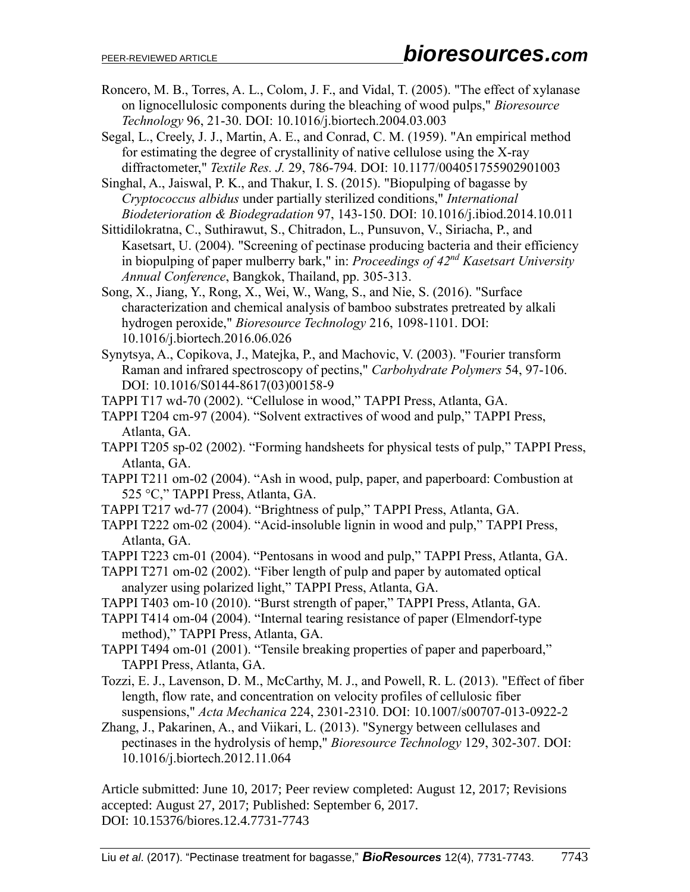Roncero, M. B., Torres, A. L., Colom, J. F., and Vidal, T. (2005). "The effect of xylanase on lignocellulosic components during the bleaching of wood pulps," *Bioresource Technology* 96, 21-30. DOI: 10.1016/j.biortech.2004.03.003

Segal, L., Creely, J. J., Martin, A. E., and Conrad, C. M. (1959). "An empirical method for estimating the degree of crystallinity of native cellulose using the X-ray diffractometer," *Textile Res. J.* 29, 786-794. DOI: 10.1177/004051755902901003

Singhal, A., Jaiswal, P. K., and Thakur, I. S. (2015). "Biopulping of bagasse by *Cryptococcus albidus* under partially sterilized conditions," *International Biodeterioration & Biodegradation* 97, 143-150. DOI: 10.1016/j.ibiod.2014.10.011

Sittidilokratna, C., Suthirawut, S., Chitradon, L., Punsuvon, V., Siriacha, P., and Kasetsart, U. (2004). "Screening of pectinase producing bacteria and their efficiency in biopulping of paper mulberry bark," in: *Proceedings of 42nd Kasetsart University Annual Conference*, Bangkok, Thailand, pp. 305-313.

Song, X., Jiang, Y., Rong, X., Wei, W., Wang, S., and Nie, S. (2016). "Surface characterization and chemical analysis of bamboo substrates pretreated by alkali hydrogen peroxide," *Bioresource Technology* 216, 1098-1101. DOI: 10.1016/j.biortech.2016.06.026

Synytsya, A., Copikova, J., Matejka, P., and Machovic, V. (2003). "Fourier transform Raman and infrared spectroscopy of pectins," *Carbohydrate Polymers* 54, 97-106. DOI: 10.1016/S0144-8617(03)00158-9

TAPPI T17 wd-70 (2002). "Cellulose in wood," TAPPI Press, Atlanta, GA.

TAPPI T204 cm-97 (2004). "Solvent extractives of wood and pulp," TAPPI Press, Atlanta, GA.

TAPPI T205 sp-02 (2002). "Forming handsheets for physical tests of pulp," TAPPI Press, Atlanta, GA.

TAPPI T211 om-02 (2004). "Ash in wood, pulp, paper, and paperboard: Combustion at 525 °C," TAPPI Press, Atlanta, GA.

TAPPI T217 wd-77 (2004). "Brightness of pulp," TAPPI Press, Atlanta, GA.

TAPPI T222 om-02 (2004). "Acid-insoluble lignin in wood and pulp," TAPPI Press, Atlanta, GA.

TAPPI T223 cm-01 (2004). "Pentosans in wood and pulp," TAPPI Press, Atlanta, GA.

TAPPI T271 om-02 (2002). "Fiber length of pulp and paper by automated optical analyzer using polarized light," TAPPI Press, Atlanta, GA.

TAPPI T403 om-10 (2010). "Burst strength of paper," TAPPI Press, Atlanta, GA.

TAPPI T414 om-04 (2004). "Internal tearing resistance of paper (Elmendorf-type method)," TAPPI Press, Atlanta, GA.

TAPPI T494 om-01 (2001). "Tensile breaking properties of paper and paperboard," TAPPI Press, Atlanta, GA.

Tozzi, E. J., Lavenson, D. M., McCarthy, M. J., and Powell, R. L. (2013). "Effect of fiber length, flow rate, and concentration on velocity profiles of cellulosic fiber suspensions," *Acta Mechanica* 224, 2301-2310. DOI: 10.1007/s00707-013-0922-2

Zhang, J., Pakarinen, A., and Viikari, L. (2013). "Synergy between cellulases and pectinases in the hydrolysis of hemp," *Bioresource Technology* 129, 302-307. DOI: 10.1016/j.biortech.2012.11.064

Article submitted: June 10, 2017; Peer review completed: August 12, 2017; Revisions accepted: August 27, 2017; Published: September 6, 2017.
DOI: 10.15376/biores.12.4.7731-7743